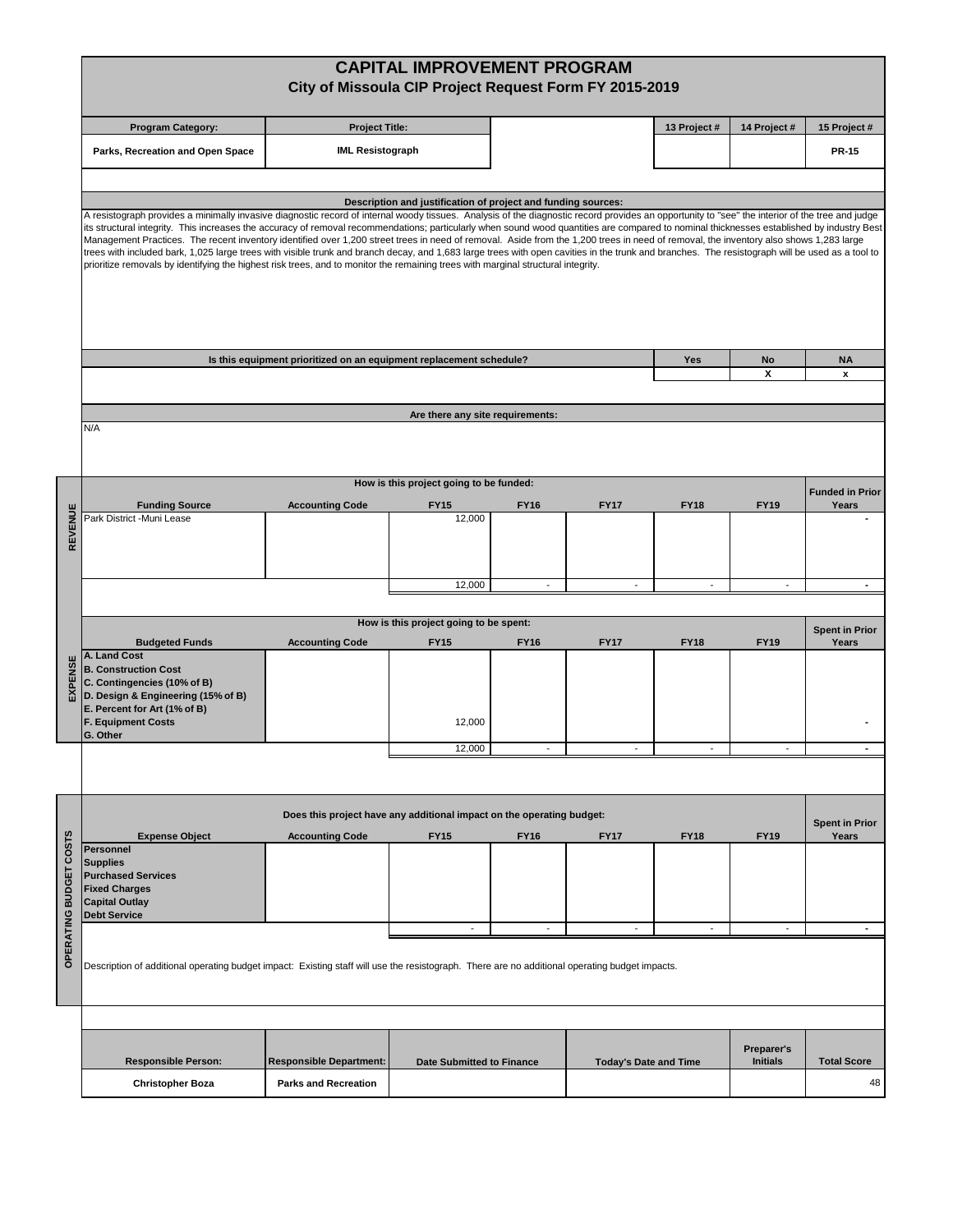# CAPITAL IMPROVEMENT PROGRAM

## City of Missoula CIP Project Request Form FY 2015-2019

| Program Category: | Project Title: | | 13 Project # | 14 Project # | 15 Project # |
|---|---|---|---|---|---|
| Parks, Recreation and Open Space | IML Resistograph | | | | PR-15 |

**Description and justification of project and funding sources:**

A resistograph provides a minimally invasive diagnostic record of internal woody tissues. Analysis of the diagnostic record provides an opportunity to "see" the interior of the tree and judge its structural integrity. This increases the accuracy of removal recommendations; particularly when sound wood quantities are compared to nominal thicknesses established by industry Best Management Practices. The recent inventory identified over 1,200 street trees in need of removal. Aside from the 1,200 trees in need of removal, the inventory also shows 1,283 large trees with included bark, 1,025 large trees with visible trunk and branch decay, and 1,683 large trees with open cavities in the trunk and branches. The resistograph will be used as a tool to prioritize removals by identifying the highest risk trees, and to monitor the remaining trees with marginal structural integrity.

| Is this equipment prioritized on an equipment replacement schedule? | Yes | No | NA |
|---|---|---|---|
| | | X | x |

**Are there any site requirements:**

N/A

### REVENUE

**How is this project going to be funded:**

| Funding Source | Accounting Code | FY15 | FY16 | FY17 | FY18 | FY19 | Funded in Prior Years |
|---|---|---|---|---|---|---|---|
| Park District -Muni Lease | | 12,000 | | | | | - |
| | | 12,000 | - | - | - | - | - |

### EXPENSE

**How is this project going to be spent:**

| Budgeted Funds | Accounting Code | FY15 | FY16 | FY17 | FY18 | FY19 | Spent in Prior Years |
|---|---|---|---|---|---|---|---|
| A. Land Cost | | | | | | | |
| B. Construction Cost | | | | | | | |
| C. Contingencies (10% of B) | | | | | | | |
| D. Design & Engineering (15% of B) | | | | | | | |
| E. Percent for Art (1% of B) | | | | | | | |
| F. Equipment Costs | | 12,000 | | | | | - |
| G. Other | | | | | | | |
| | | 12,000 | - | - | - | - | - |

### OPERATING BUDGET COSTS

**Does this project have any additional impact on the operating budget:**

| Expense Object | Accounting Code | FY15 | FY16 | FY17 | FY18 | FY19 | Spent in Prior Years |
|---|---|---|---|---|---|---|---|
| Personnel | | | | | | | |
| Supplies | | | | | | | |
| Purchased Services | | | | | | | |
| Fixed Charges | | | | | | | |
| Capital Outlay | | | | | | | |
| Debt Service | | | | | | | |
| | | - | - | - | - | - | - |

Description of additional operating budget impact: Existing staff will use the resistograph. There are no additional operating budget impacts.

| Responsible Person: | Responsible Department: | Date Submitted to Finance | Today's Date and Time | Preparer's Initials | Total Score |
|---|---|---|---|---|---|
| Christopher Boza | Parks and Recreation | | | | 48 |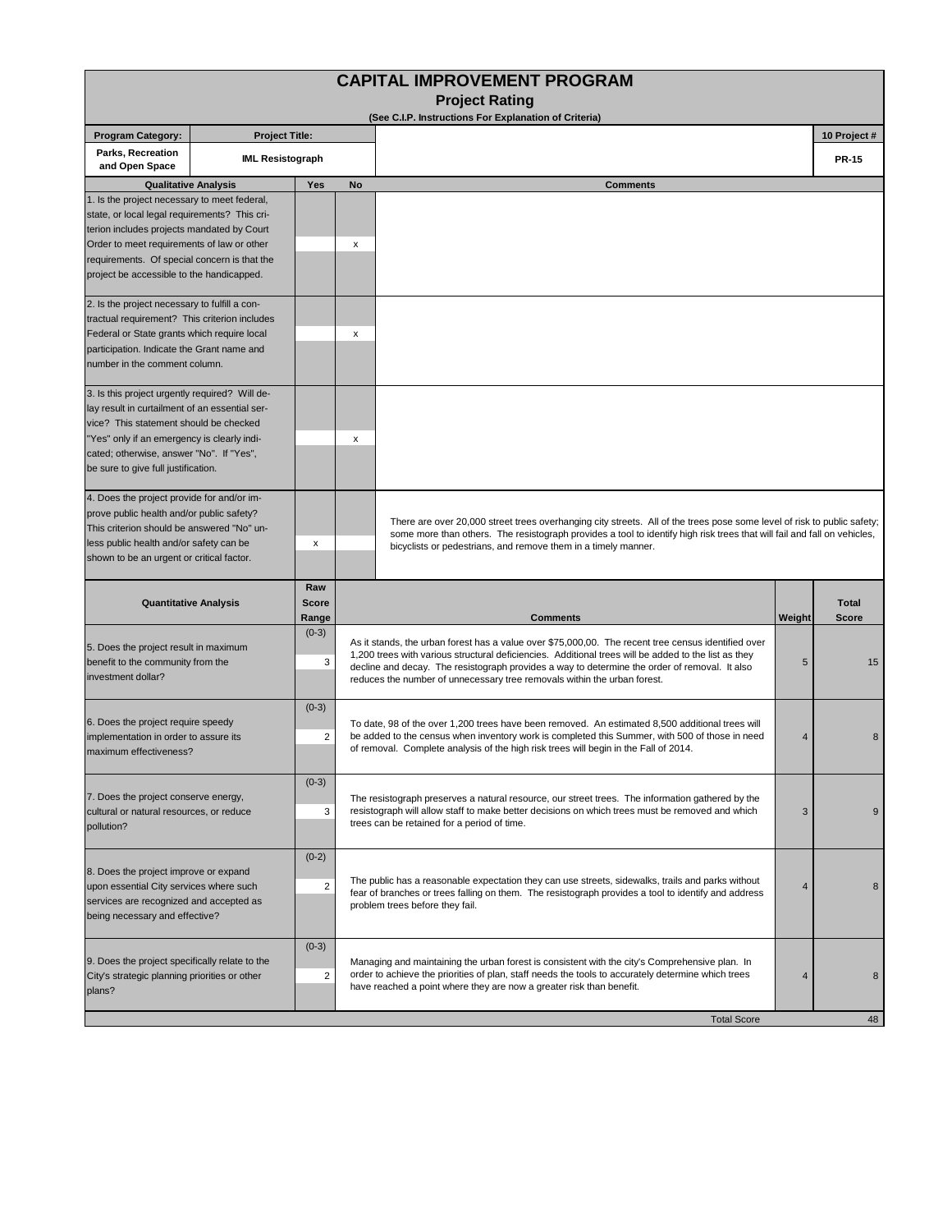# CAPITAL IMPROVEMENT PROGRAM

## Project Rating

**(See C.I.P. Instructions For Explanation of Criteria)**

| Program Category: | Project Title: | 10 Project # |
|---|---|---|
| Parks, Recreation and Open Space | IML Resistograph | PR-15 |

| Qualitative Analysis | Yes | No | Comments |
|---|---|---|---|
| 1. Is the project necessary to meet federal, state, or local legal requirements? This criterion includes projects mandated by Court Order to meet requirements of law or other requirements. Of special concern is that the project be accessible to the handicapped. | | x | |
| 2. Is the project necessary to fulfill a contractual requirement? This criterion includes Federal or State grants which require local participation. Indicate the Grant name and number in the comment column. | | x | |
| 3. Is this project urgently required? Will delay result in curtailment of an essential service? This statement should be checked "Yes" only if an emergency is clearly indicated; otherwise, answer "No". If "Yes", be sure to give full justification. | | x | |
| 4. Does the project provide for and/or improve public health and/or public safety? This criterion should be answered "No" unless public health and/or safety can be shown to be an urgent or critical factor. | x | | There are over 20,000 street trees overhanging city streets. All of the trees pose some level of risk to public safety; some more than others. The resistograph provides a tool to identify high risk trees that will fail and fall on vehicles, bicyclists or pedestrians, and remove them in a timely manner. |

| Quantitative Analysis | Raw Score Range | Raw Score | Comments | Weight | Total Score |
|---|---|---|---|---|---|
| 5. Does the project result in maximum benefit to the community from the investment dollar? | (0-3) | 3 | As it stands, the urban forest has a value over $75,000,00. The recent tree census identified over 1,200 trees with various structural deficiencies. Additional trees will be added to the list as they decline and decay. The resistograph provides a way to determine the order of removal. It also reduces the number of unnecessary tree removals within the urban forest. | 5 | 15 |
| 6. Does the project require speedy implementation in order to assure its maximum effectiveness? | (0-3) | 2 | To date, 98 of the over 1,200 trees have been removed. An estimated 8,500 additional trees will be added to the census when inventory work is completed this Summer, with 500 of those in need of removal. Complete analysis of the high risk trees will begin in the Fall of 2014. | 4 | 8 |
| 7. Does the project conserve energy, cultural or natural resources, or reduce pollution? | (0-3) | 3 | The resistograph preserves a natural resource, our street trees. The information gathered by the resistograph will allow staff to make better decisions on which trees must be removed and which trees can be retained for a period of time. | 3 | 9 |
| 8. Does the project improve or expand upon essential City services where such services are recognized and accepted as being necessary and effective? | (0-2) | 2 | The public has a reasonable expectation they can use streets, sidewalks, trails and parks without fear of branches or trees falling on them. The resistograph provides a tool to identify and address problem trees before they fail. | 4 | 8 |
| 9. Does the project specifically relate to the City's strategic planning priorities or other plans? | (0-3) | 2 | Managing and maintaining the urban forest is consistent with the city's Comprehensive plan. In order to achieve the priorities of plan, staff needs the tools to accurately determine which trees have reached a point where they are now a greater risk than benefit. | 4 | 8 |
| | | | Total Score | | 48 |